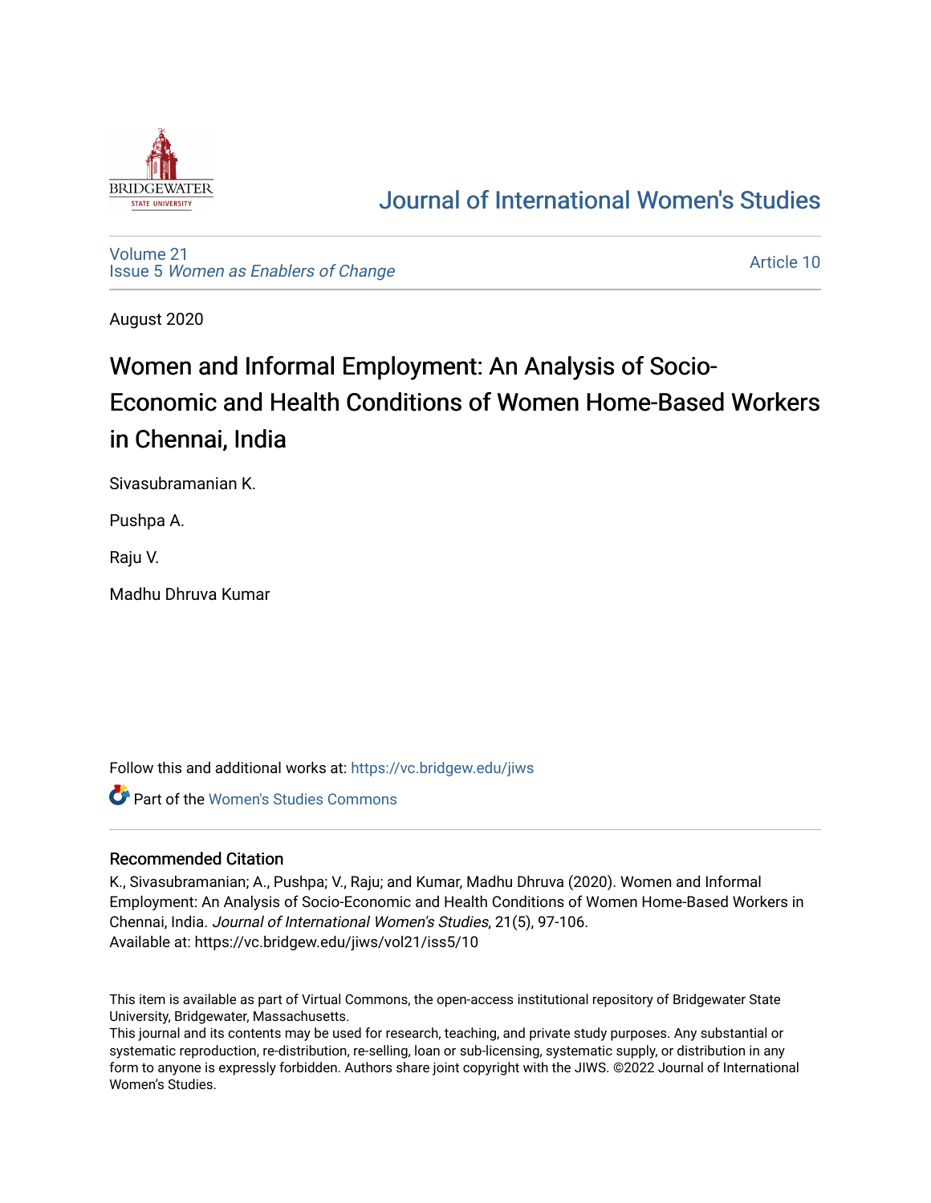# Journal of International Women's Studies

Volume 21
Issue 5 *Women as Enablers of Change*

Article 10

August 2020

# Women and Informal Employment: An Analysis of Socio-Economic and Health Conditions of Women Home-Based Workers in Chennai, India

Sivasubramanian K.

Pushpa A.

Raju V.

Madhu Dhruva Kumar

Follow this and additional works at: https://vc.bridgew.edu/jiws

Part of the Women's Studies Commons

## Recommended Citation

K., Sivasubramanian; A., Pushpa; V., Raju; and Kumar, Madhu Dhruva (2020). Women and Informal Employment: An Analysis of Socio-Economic and Health Conditions of Women Home-Based Workers in Chennai, India. *Journal of International Women's Studies*, 21(5), 97-106.
Available at: https://vc.bridgew.edu/jiws/vol21/iss5/10

This item is available as part of Virtual Commons, the open-access institutional repository of Bridgewater State University, Bridgewater, Massachusetts.
This journal and its contents may be used for research, teaching, and private study purposes. Any substantial or systematic reproduction, re-distribution, re-selling, loan or sub-licensing, systematic supply, or distribution in any form to anyone is expressly forbidden. Authors share joint copyright with the JIWS. ©2022 Journal of International Women's Studies.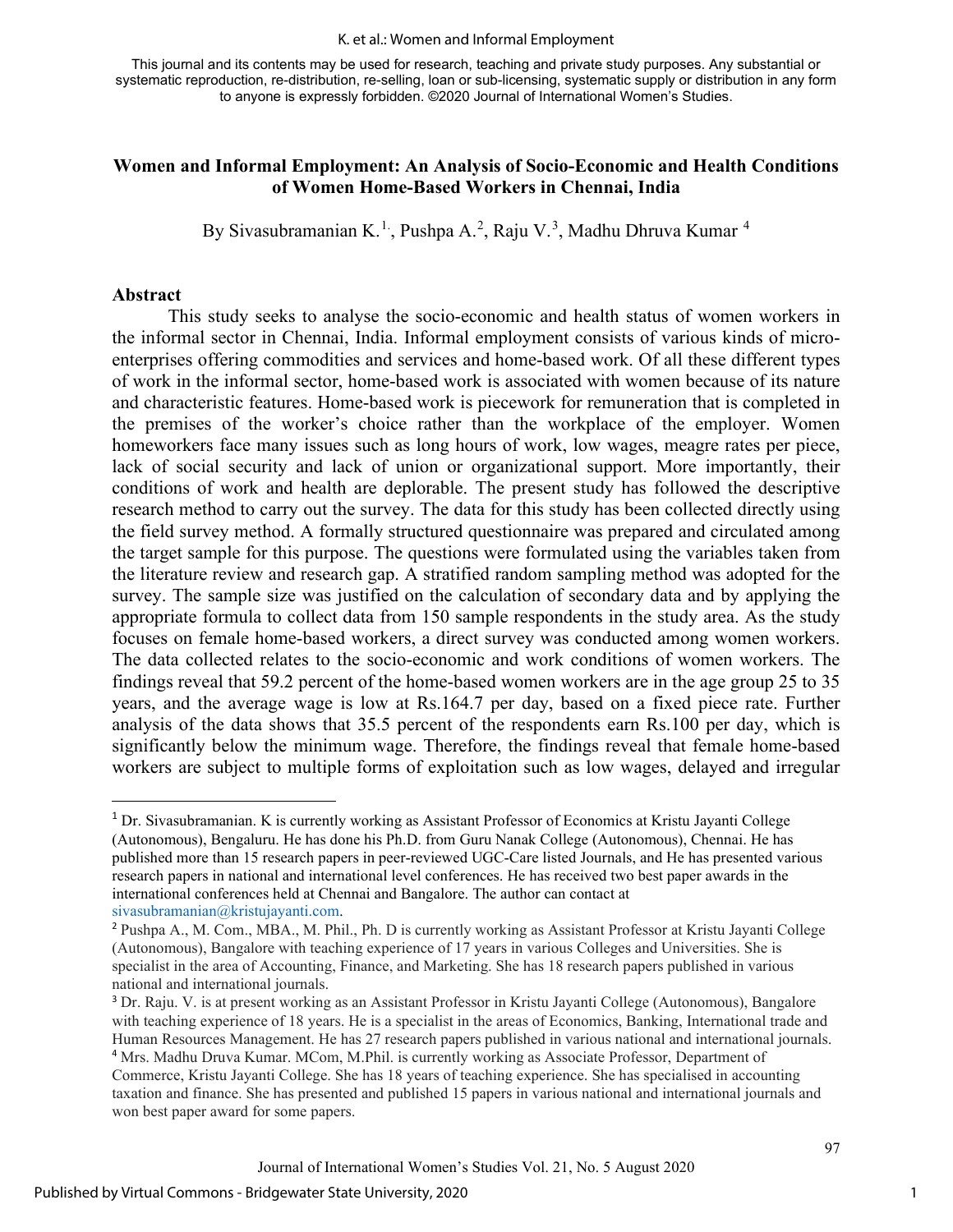This journal and its contents may be used for research, teaching and private study purposes. Any substantial or systematic reproduction, re-distribution, re-selling, loan or sub-licensing, systematic supply or distribution in any form to anyone is expressly forbidden. ©2020 Journal of International Women's Studies.

# Women and Informal Employment: An Analysis of Socio-Economic and Health Conditions of Women Home-Based Workers in Chennai, India

By Sivasubramanian K.[1], Pushpa A.[2], Raju V.[3], Madhu Dhruva Kumar [4]

## Abstract

This study seeks to analyse the socio-economic and health status of women workers in the informal sector in Chennai, India. Informal employment consists of various kinds of micro-enterprises offering commodities and services and home-based work. Of all these different types of work in the informal sector, home-based work is associated with women because of its nature and characteristic features. Home-based work is piecework for remuneration that is completed in the premises of the worker's choice rather than the workplace of the employer. Women homeworkers face many issues such as long hours of work, low wages, meagre rates per piece, lack of social security and lack of union or organizational support. More importantly, their conditions of work and health are deplorable. The present study has followed the descriptive research method to carry out the survey. The data for this study has been collected directly using the field survey method. A formally structured questionnaire was prepared and circulated among the target sample for this purpose. The questions were formulated using the variables taken from the literature review and research gap. A stratified random sampling method was adopted for the survey. The sample size was justified on the calculation of secondary data and by applying the appropriate formula to collect data from 150 sample respondents in the study area. As the study focuses on female home-based workers, a direct survey was conducted among women workers. The data collected relates to the socio-economic and work conditions of women workers. The findings reveal that 59.2 percent of the home-based women workers are in the age group 25 to 35 years, and the average wage is low at Rs.164.7 per day, based on a fixed piece rate. Further analysis of the data shows that 35.5 percent of the respondents earn Rs.100 per day, which is significantly below the minimum wage. Therefore, the findings reveal that female home-based workers are subject to multiple forms of exploitation such as low wages, delayed and irregular

---

[1] Dr. Sivasubramanian. K is currently working as Assistant Professor of Economics at Kristu Jayanti College (Autonomous), Bengaluru. He has done his Ph.D. from Guru Nanak College (Autonomous), Chennai. He has published more than 15 research papers in peer-reviewed UGC-Care listed Journals, and He has presented various research papers in national and international level conferences. He has received two best paper awards in the international conferences held at Chennai and Bangalore. The author can contact at sivasubramanian@kristujayanti.com.

[2] Pushpa A., M. Com., MBA., M. Phil., Ph. D is currently working as Assistant Professor at Kristu Jayanti College (Autonomous), Bangalore with teaching experience of 17 years in various Colleges and Universities. She is specialist in the area of Accounting, Finance, and Marketing. She has 18 research papers published in various national and international journals.

[3] Dr. Raju. V. is at present working as an Assistant Professor in Kristu Jayanti College (Autonomous), Bangalore with teaching experience of 18 years. He is a specialist in the areas of Economics, Banking, International trade and Human Resources Management. He has 27 research papers published in various national and international journals.

[4] Mrs. Madhu Druva Kumar. MCom, M.Phil. is currently working as Associate Professor, Department of Commerce, Kristu Jayanti College. She has 18 years of teaching experience. She has specialised in accounting taxation and finance. She has presented and published 15 papers in various national and international journals and won best paper award for some papers.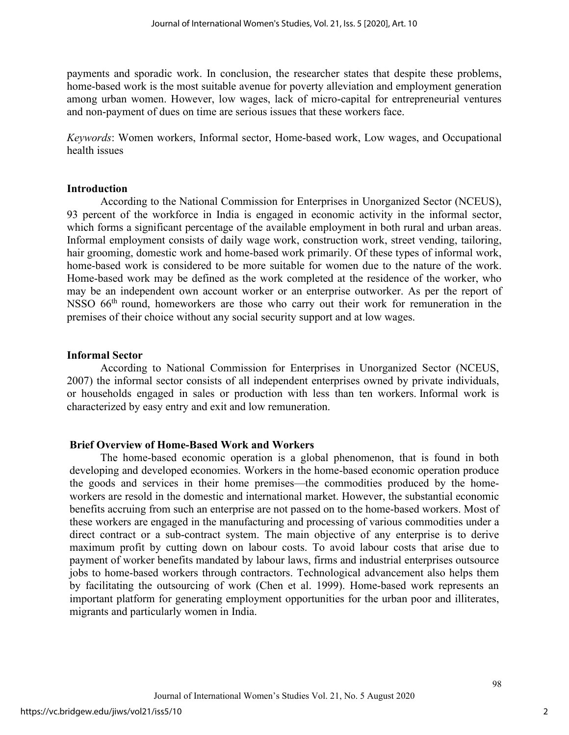payments and sporadic work. In conclusion, the researcher states that despite these problems, home-based work is the most suitable avenue for poverty alleviation and employment generation among urban women. However, low wages, lack of micro-capital for entrepreneurial ventures and non-payment of dues on time are serious issues that these workers face.

*Keywords*: Women workers, Informal sector, Home-based work, Low wages, and Occupational health issues

## Introduction

According to the National Commission for Enterprises in Unorganized Sector (NCEUS), 93 percent of the workforce in India is engaged in economic activity in the informal sector, which forms a significant percentage of the available employment in both rural and urban areas. Informal employment consists of daily wage work, construction work, street vending, tailoring, hair grooming, domestic work and home-based work primarily. Of these types of informal work, home-based work is considered to be more suitable for women due to the nature of the work. Home-based work may be defined as the work completed at the residence of the worker, who may be an independent own account worker or an enterprise outworker. As per the report of NSSO 66th round, homeworkers are those who carry out their work for remuneration in the premises of their choice without any social security support and at low wages.

## Informal Sector

According to National Commission for Enterprises in Unorganized Sector (NCEUS, 2007) the informal sector consists of all independent enterprises owned by private individuals, or households engaged in sales or production with less than ten workers. Informal work is characterized by easy entry and exit and low remuneration.

## Brief Overview of Home-Based Work and Workers

The home-based economic operation is a global phenomenon, that is found in both developing and developed economies. Workers in the home-based economic operation produce the goods and services in their home premises—the commodities produced by the home-workers are resold in the domestic and international market. However, the substantial economic benefits accruing from such an enterprise are not passed on to the home-based workers. Most of these workers are engaged in the manufacturing and processing of various commodities under a direct contract or a sub-contract system. The main objective of any enterprise is to derive maximum profit by cutting down on labour costs. To avoid labour costs that arise due to payment of worker benefits mandated by labour laws, firms and industrial enterprises outsource jobs to home-based workers through contractors. Technological advancement also helps them by facilitating the outsourcing of work (Chen et al. 1999). Home-based work represents an important platform for generating employment opportunities for the urban poor and illiterates, migrants and particularly women in India.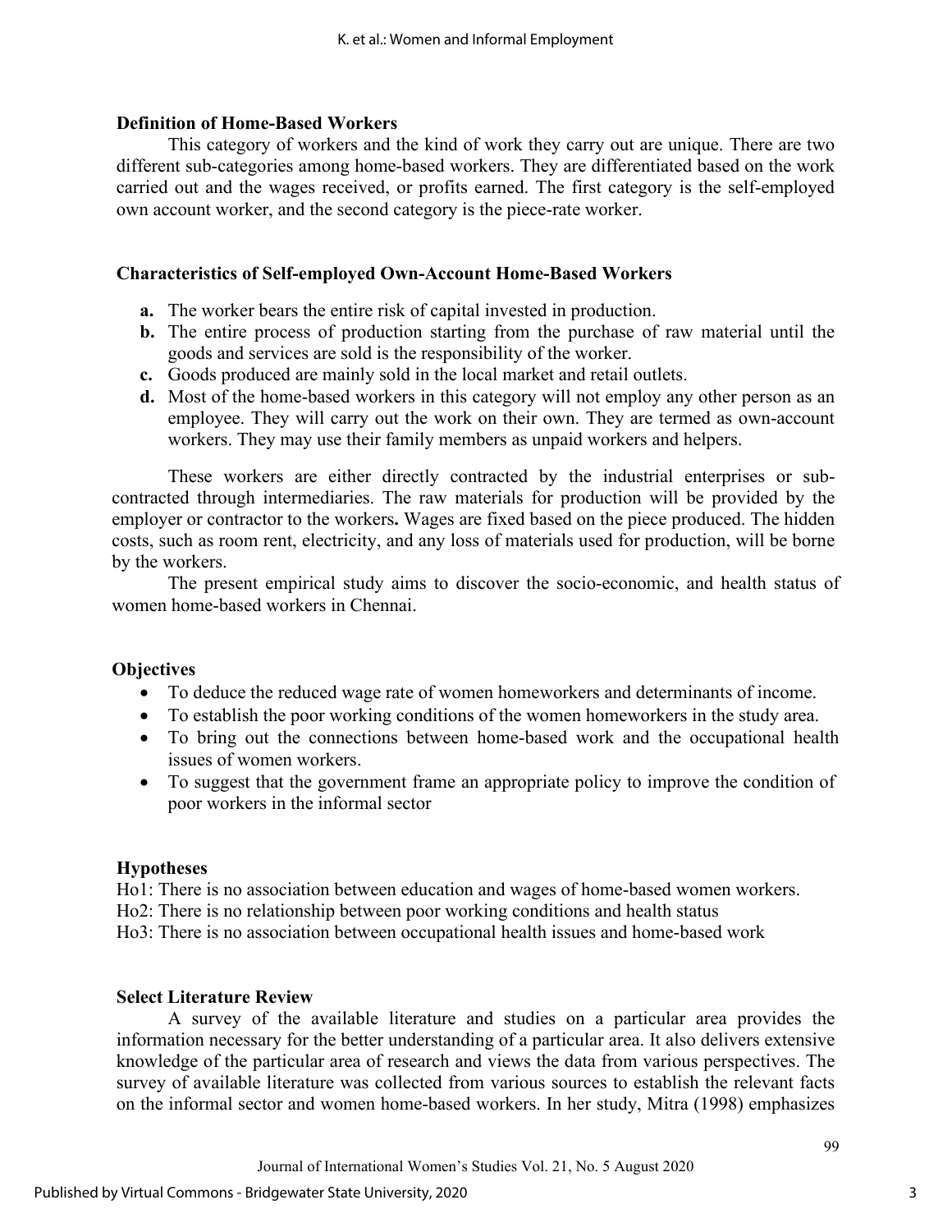### Definition of Home-Based Workers

This category of workers and the kind of work they carry out are unique. There are two different sub-categories among home-based workers. They are differentiated based on the work carried out and the wages received, or profits earned. The first category is the self-employed own account worker, and the second category is the piece-rate worker.

### Characteristics of Self-employed Own-Account Home-Based Workers

- **a.** The worker bears the entire risk of capital invested in production.
- **b.** The entire process of production starting from the purchase of raw material until the goods and services are sold is the responsibility of the worker.
- **c.** Goods produced are mainly sold in the local market and retail outlets.
- **d.** Most of the home-based workers in this category will not employ any other person as an employee. They will carry out the work on their own. They are termed as own-account workers. They may use their family members as unpaid workers and helpers.

These workers are either directly contracted by the industrial enterprises or sub-contracted through intermediaries. The raw materials for production will be provided by the employer or contractor to the workers**.** Wages are fixed based on the piece produced. The hidden costs, such as room rent, electricity, and any loss of materials used for production, will be borne by the workers.

The present empirical study aims to discover the socio-economic, and health status of women home-based workers in Chennai.

### Objectives

- To deduce the reduced wage rate of women homeworkers and determinants of income.
- To establish the poor working conditions of the women homeworkers in the study area.
- To bring out the connections between home-based work and the occupational health issues of women workers.
- To suggest that the government frame an appropriate policy to improve the condition of poor workers in the informal sector

### Hypotheses

Ho1: There is no association between education and wages of home-based women workers.
Ho2: There is no relationship between poor working conditions and health status
Ho3: There is no association between occupational health issues and home-based work

### Select Literature Review

A survey of the available literature and studies on a particular area provides the information necessary for the better understanding of a particular area. It also delivers extensive knowledge of the particular area of research and views the data from various perspectives. The survey of available literature was collected from various sources to establish the relevant facts on the informal sector and women home-based workers. In her study, Mitra (1998) emphasizes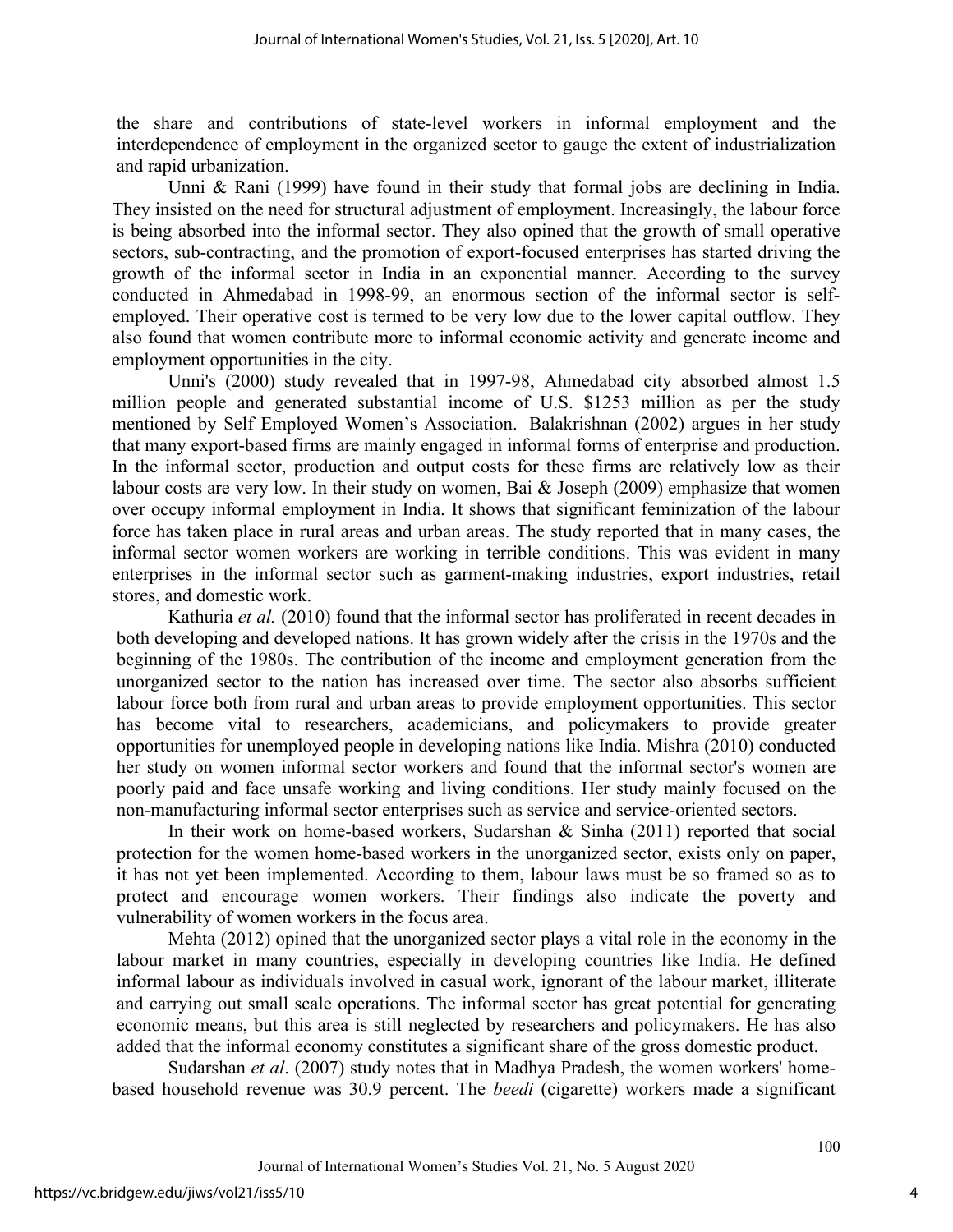the share and contributions of state-level workers in informal employment and the interdependence of employment in the organized sector to gauge the extent of industrialization and rapid urbanization.

Unni & Rani (1999) have found in their study that formal jobs are declining in India. They insisted on the need for structural adjustment of employment. Increasingly, the labour force is being absorbed into the informal sector. They also opined that the growth of small operative sectors, sub-contracting, and the promotion of export-focused enterprises has started driving the growth of the informal sector in India in an exponential manner. According to the survey conducted in Ahmedabad in 1998-99, an enormous section of the informal sector is self-employed. Their operative cost is termed to be very low due to the lower capital outflow. They also found that women contribute more to informal economic activity and generate income and employment opportunities in the city.

Unni's (2000) study revealed that in 1997-98, Ahmedabad city absorbed almost 1.5 million people and generated substantial income of U.S. $1253 million as per the study mentioned by Self Employed Women's Association. Balakrishnan (2002) argues in her study that many export-based firms are mainly engaged in informal forms of enterprise and production. In the informal sector, production and output costs for these firms are relatively low as their labour costs are very low. In their study on women, Bai & Joseph (2009) emphasize that women over occupy informal employment in India. It shows that significant feminization of the labour force has taken place in rural areas and urban areas. The study reported that in many cases, the informal sector women workers are working in terrible conditions. This was evident in many enterprises in the informal sector such as garment-making industries, export industries, retail stores, and domestic work.

Kathuria *et al.* (2010) found that the informal sector has proliferated in recent decades in both developing and developed nations. It has grown widely after the crisis in the 1970s and the beginning of the 1980s. The contribution of the income and employment generation from the unorganized sector to the nation has increased over time. The sector also absorbs sufficient labour force both from rural and urban areas to provide employment opportunities. This sector has become vital to researchers, academicians, and policymakers to provide greater opportunities for unemployed people in developing nations like India. Mishra (2010) conducted her study on women informal sector workers and found that the informal sector's women are poorly paid and face unsafe working and living conditions. Her study mainly focused on the non-manufacturing informal sector enterprises such as service and service-oriented sectors.

In their work on home-based workers, Sudarshan & Sinha (2011) reported that social protection for the women home-based workers in the unorganized sector, exists only on paper, it has not yet been implemented. According to them, labour laws must be so framed so as to protect and encourage women workers. Their findings also indicate the poverty and vulnerability of women workers in the focus area.

Mehta (2012) opined that the unorganized sector plays a vital role in the economy in the labour market in many countries, especially in developing countries like India. He defined informal labour as individuals involved in casual work, ignorant of the labour market, illiterate and carrying out small scale operations. The informal sector has great potential for generating economic means, but this area is still neglected by researchers and policymakers. He has also added that the informal economy constitutes a significant share of the gross domestic product.

Sudarshan *et al*. (2007) study notes that in Madhya Pradesh, the women workers' home-based household revenue was 30.9 percent. The *beedi* (cigarette) workers made a significant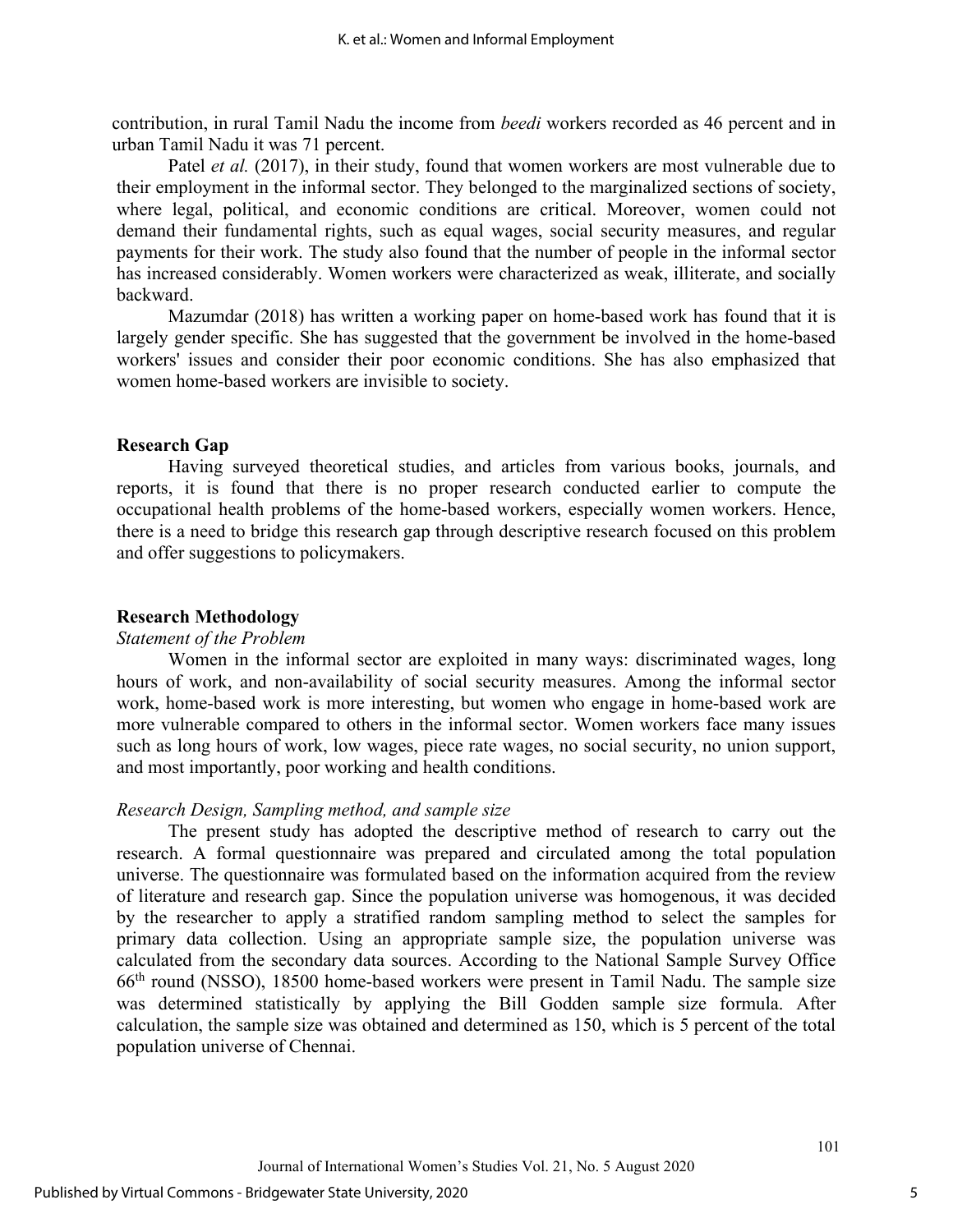contribution, in rural Tamil Nadu the income from *beedi* workers recorded as 46 percent and in urban Tamil Nadu it was 71 percent.

Patel *et al.* (2017), in their study, found that women workers are most vulnerable due to their employment in the informal sector. They belonged to the marginalized sections of society, where legal, political, and economic conditions are critical. Moreover, women could not demand their fundamental rights, such as equal wages, social security measures, and regular payments for their work. The study also found that the number of people in the informal sector has increased considerably. Women workers were characterized as weak, illiterate, and socially backward.

Mazumdar (2018) has written a working paper on home-based work has found that it is largely gender specific. She has suggested that the government be involved in the home-based workers' issues and consider their poor economic conditions. She has also emphasized that women home-based workers are invisible to society.

## Research Gap

Having surveyed theoretical studies, and articles from various books, journals, and reports, it is found that there is no proper research conducted earlier to compute the occupational health problems of the home-based workers, especially women workers. Hence, there is a need to bridge this research gap through descriptive research focused on this problem and offer suggestions to policymakers.

## Research Methodology

### *Statement of the Problem*

Women in the informal sector are exploited in many ways: discriminated wages, long hours of work, and non-availability of social security measures. Among the informal sector work, home-based work is more interesting, but women who engage in home-based work are more vulnerable compared to others in the informal sector. Women workers face many issues such as long hours of work, low wages, piece rate wages, no social security, no union support, and most importantly, poor working and health conditions.

### *Research Design, Sampling method, and sample size*

The present study has adopted the descriptive method of research to carry out the research. A formal questionnaire was prepared and circulated among the total population universe. The questionnaire was formulated based on the information acquired from the review of literature and research gap. Since the population universe was homogenous, it was decided by the researcher to apply a stratified random sampling method to select the samples for primary data collection. Using an appropriate sample size, the population universe was calculated from the secondary data sources. According to the National Sample Survey Office 66th round (NSSO), 18500 home-based workers were present in Tamil Nadu. The sample size was determined statistically by applying the Bill Godden sample size formula. After calculation, the sample size was obtained and determined as 150, which is 5 percent of the total population universe of Chennai.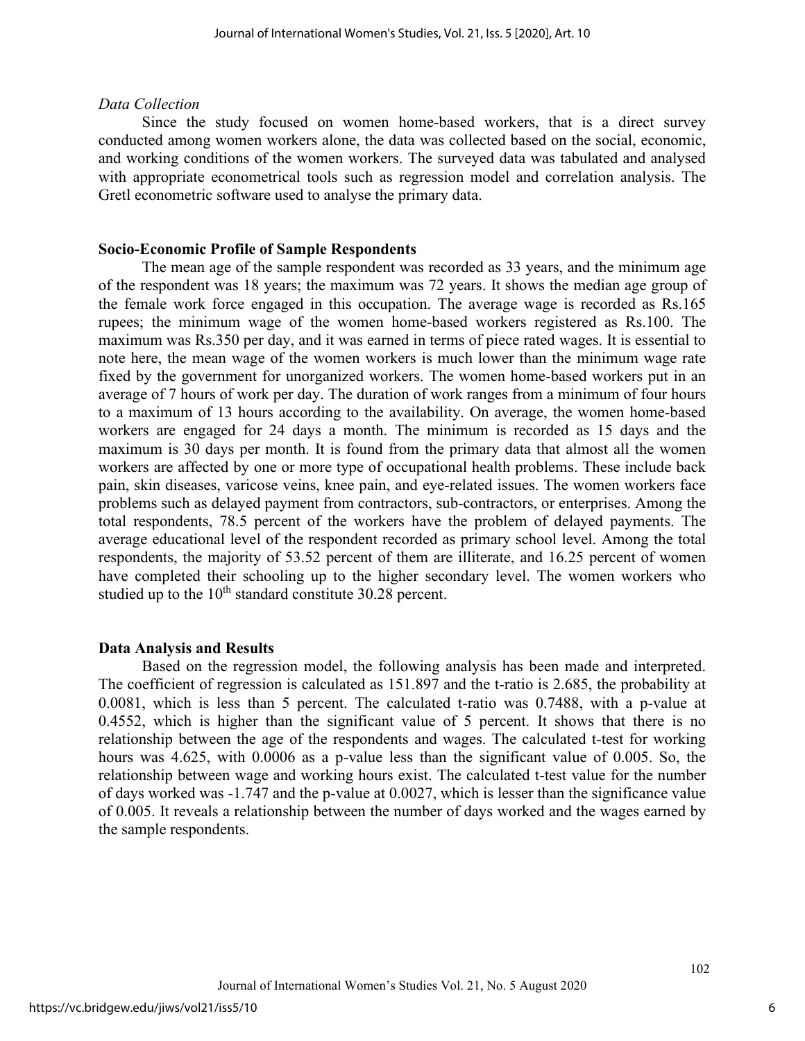*Data Collection*

Since the study focused on women home-based workers, that is a direct survey conducted among women workers alone, the data was collected based on the social, economic, and working conditions of the women workers. The surveyed data was tabulated and analysed with appropriate econometrical tools such as regression model and correlation analysis. The Gretl econometric software used to analyse the primary data.

## Socio-Economic Profile of Sample Respondents

The mean age of the sample respondent was recorded as 33 years, and the minimum age of the respondent was 18 years; the maximum was 72 years. It shows the median age group of the female work force engaged in this occupation. The average wage is recorded as Rs.165 rupees; the minimum wage of the women home-based workers registered as Rs.100. The maximum was Rs.350 per day, and it was earned in terms of piece rated wages. It is essential to note here, the mean wage of the women workers is much lower than the minimum wage rate fixed by the government for unorganized workers. The women home-based workers put in an average of 7 hours of work per day. The duration of work ranges from a minimum of four hours to a maximum of 13 hours according to the availability. On average, the women home-based workers are engaged for 24 days a month. The minimum is recorded as 15 days and the maximum is 30 days per month. It is found from the primary data that almost all the women workers are affected by one or more type of occupational health problems. These include back pain, skin diseases, varicose veins, knee pain, and eye-related issues. The women workers face problems such as delayed payment from contractors, sub-contractors, or enterprises. Among the total respondents, 78.5 percent of the workers have the problem of delayed payments. The average educational level of the respondent recorded as primary school level. Among the total respondents, the majority of 53.52 percent of them are illiterate, and 16.25 percent of women have completed their schooling up to the higher secondary level. The women workers who studied up to the $10^{th}$ standard constitute 30.28 percent.

## Data Analysis and Results

Based on the regression model, the following analysis has been made and interpreted. The coefficient of regression is calculated as 151.897 and the t-ratio is 2.685, the probability at 0.0081, which is less than 5 percent. The calculated t-ratio was 0.7488, with a p-value at 0.4552, which is higher than the significant value of 5 percent. It shows that there is no relationship between the age of the respondents and wages. The calculated t-test for working hours was 4.625, with 0.0006 as a p-value less than the significant value of 0.005. So, the relationship between wage and working hours exist. The calculated t-test value for the number of days worked was -1.747 and the p-value at 0.0027, which is lesser than the significance value of 0.005. It reveals a relationship between the number of days worked and the wages earned by the sample respondents.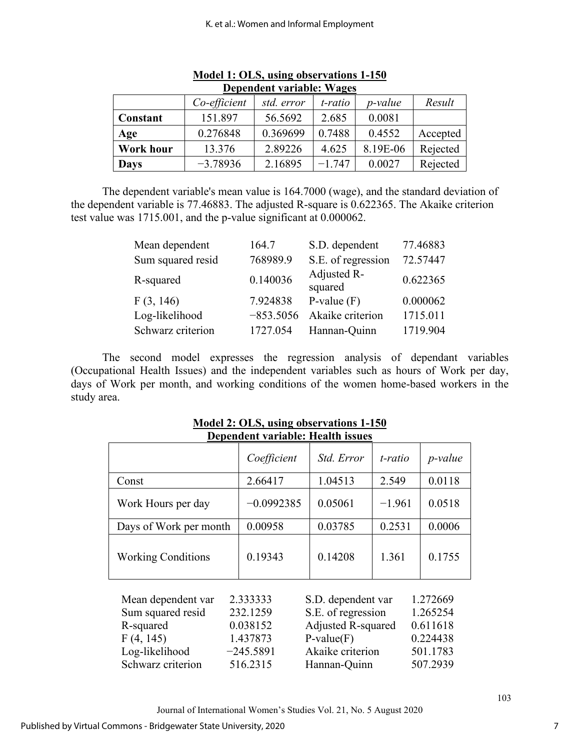**Model 1: OLS, using observations 1-150**
**Dependent variable: Wages**

| | *Co-efficient* | *std. error* | *t-ratio* | *p-value* | *Result* |
|---|---|---|---|---|---|
| **Constant** | 151.897 | 56.5692 | 2.685 | 0.0081 | |
| **Age** | 0.276848 | 0.369699 | 0.7488 | 0.4552 | Accepted |
| **Work hour** | 13.376 | 2.89226 | 4.625 | 8.19E-06 | Rejected |
| **Days** | −3.78936 | 2.16895 | −1.747 | 0.0027 | Rejected |

The dependent variable's mean value is 164.7000 (wage), and the standard deviation of the dependent variable is 77.46883. The adjusted R-square is 0.622365. The Akaike criterion test value was 1715.001, and the p-value significant at 0.000062.

| | | | |
|---|---|---|---|
| Mean dependent | 164.7 | S.D. dependent | 77.46883 |
| Sum squared resid | 768989.9 | S.E. of regression | 72.57447 |
| R-squared | 0.140036 | Adjusted R-squared | 0.622365 |
| F (3, 146) | 7.924838 | P-value (F) | 0.000062 |
| Log-likelihood | −853.5056 | Akaike criterion | 1715.011 |
| Schwarz criterion | 1727.054 | Hannan-Quinn | 1719.904 |

The second model expresses the regression analysis of dependant variables (Occupational Health Issues) and the independent variables such as hours of Work per day, days of Work per month, and working conditions of the women home-based workers in the study area.

**Model 2: OLS, using observations 1-150**
**Dependent variable: Health issues**

| | *Coefficient* | *Std. Error* | *t-ratio* | *p-value* |
|---|---|---|---|---|
| Const | 2.66417 | 1.04513 | 2.549 | 0.0118 |
| Work Hours per day | −0.0992385 | 0.05061 | −1.961 | 0.0518 |
| Days of Work per month | 0.00958 | 0.03785 | 0.2531 | 0.0006 |
| Working Conditions | 0.19343 | 0.14208 | 1.361 | 0.1755 |

| | | | |
|---|---|---|---|
| Mean dependent var | 2.333333 | S.D. dependent var | 1.272669 |
| Sum squared resid | 232.1259 | S.E. of regression | 1.265254 |
| R-squared | 0.038152 | Adjusted R-squared | 0.611618 |
| F (4, 145) | 1.437873 | P-value(F) | 0.224438 |
| Log-likelihood | −245.5891 | Akaike criterion | 501.1783 |
| Schwarz criterion | 516.2315 | Hannan-Quinn | 507.2939 |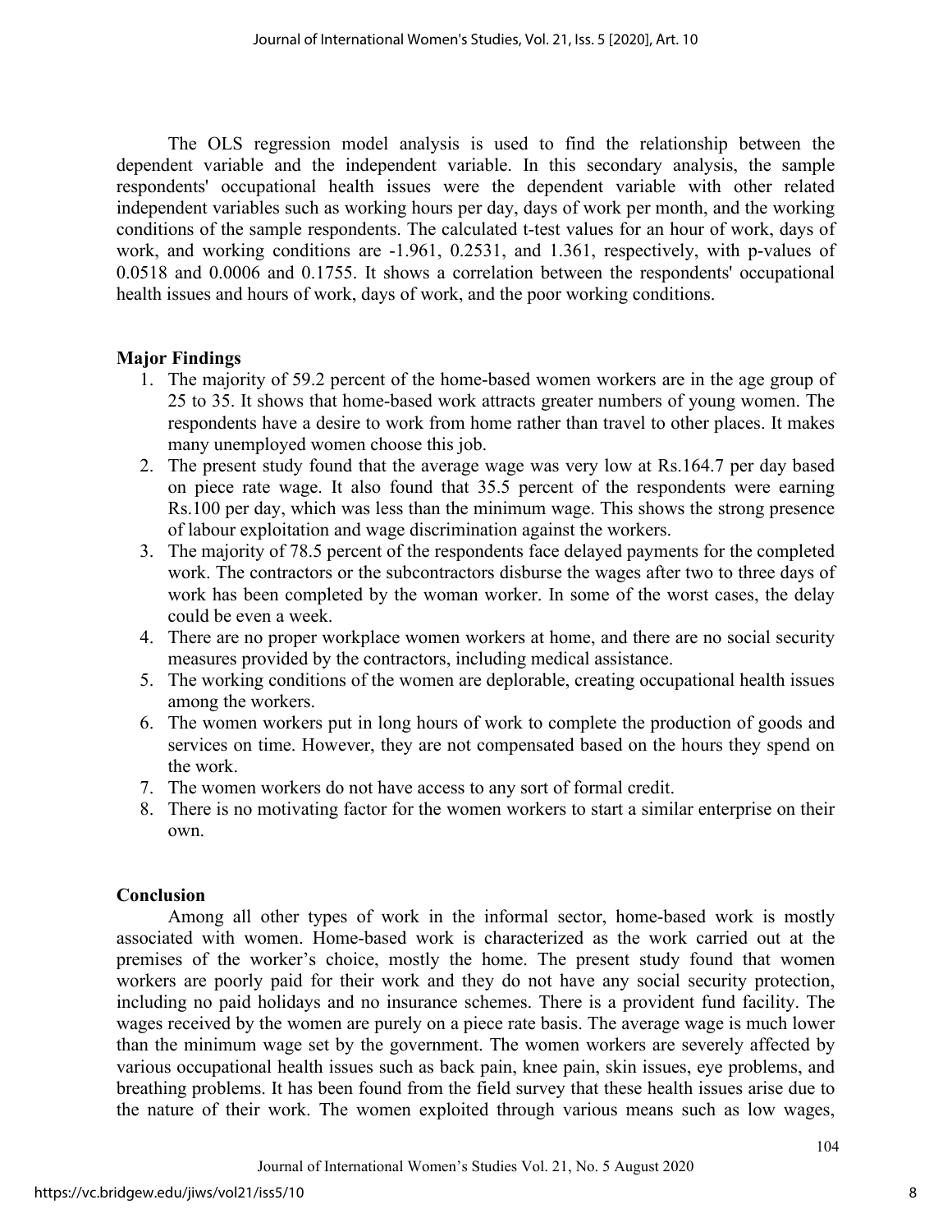The OLS regression model analysis is used to find the relationship between the dependent variable and the independent variable. In this secondary analysis, the sample respondents' occupational health issues were the dependent variable with other related independent variables such as working hours per day, days of work per month, and the working conditions of the sample respondents. The calculated t-test values for an hour of work, days of work, and working conditions are -1.961, 0.2531, and 1.361, respectively, with p-values of 0.0518 and 0.0006 and 0.1755. It shows a correlation between the respondents' occupational health issues and hours of work, days of work, and the poor working conditions.

## Major Findings

1. The majority of 59.2 percent of the home-based women workers are in the age group of 25 to 35. It shows that home-based work attracts greater numbers of young women. The respondents have a desire to work from home rather than travel to other places. It makes many unemployed women choose this job.
2. The present study found that the average wage was very low at Rs.164.7 per day based on piece rate wage. It also found that 35.5 percent of the respondents were earning Rs.100 per day, which was less than the minimum wage. This shows the strong presence of labour exploitation and wage discrimination against the workers.
3. The majority of 78.5 percent of the respondents face delayed payments for the completed work. The contractors or the subcontractors disburse the wages after two to three days of work has been completed by the woman worker. In some of the worst cases, the delay could be even a week.
4. There are no proper workplace women workers at home, and there are no social security measures provided by the contractors, including medical assistance.
5. The working conditions of the women are deplorable, creating occupational health issues among the workers.
6. The women workers put in long hours of work to complete the production of goods and services on time. However, they are not compensated based on the hours they spend on the work.
7. The women workers do not have access to any sort of formal credit.
8. There is no motivating factor for the women workers to start a similar enterprise on their own.

## Conclusion

Among all other types of work in the informal sector, home-based work is mostly associated with women. Home-based work is characterized as the work carried out at the premises of the worker's choice, mostly the home. The present study found that women workers are poorly paid for their work and they do not have any social security protection, including no paid holidays and no insurance schemes. There is a provident fund facility. The wages received by the women are purely on a piece rate basis. The average wage is much lower than the minimum wage set by the government. The women workers are severely affected by various occupational health issues such as back pain, knee pain, skin issues, eye problems, and breathing problems. It has been found from the field survey that these health issues arise due to the nature of their work. The women exploited through various means such as low wages,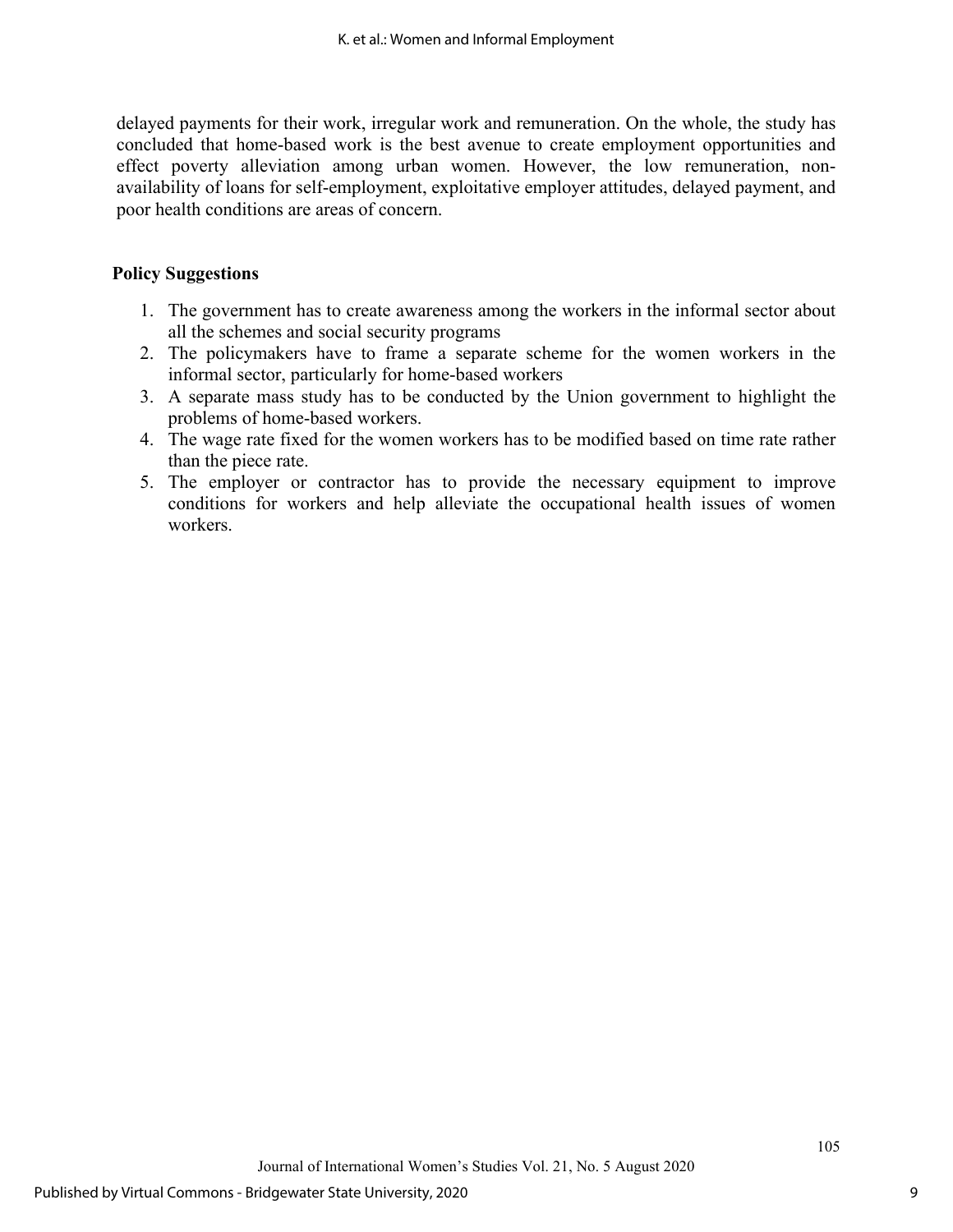delayed payments for their work, irregular work and remuneration. On the whole, the study has concluded that home-based work is the best avenue to create employment opportunities and effect poverty alleviation among urban women. However, the low remuneration, non-availability of loans for self-employment, exploitative employer attitudes, delayed payment, and poor health conditions are areas of concern.

## Policy Suggestions

1. The government has to create awareness among the workers in the informal sector about all the schemes and social security programs
2. The policymakers have to frame a separate scheme for the women workers in the informal sector, particularly for home-based workers
3. A separate mass study has to be conducted by the Union government to highlight the problems of home-based workers.
4. The wage rate fixed for the women workers has to be modified based on time rate rather than the piece rate.
5. The employer or contractor has to provide the necessary equipment to improve conditions for workers and help alleviate the occupational health issues of women workers.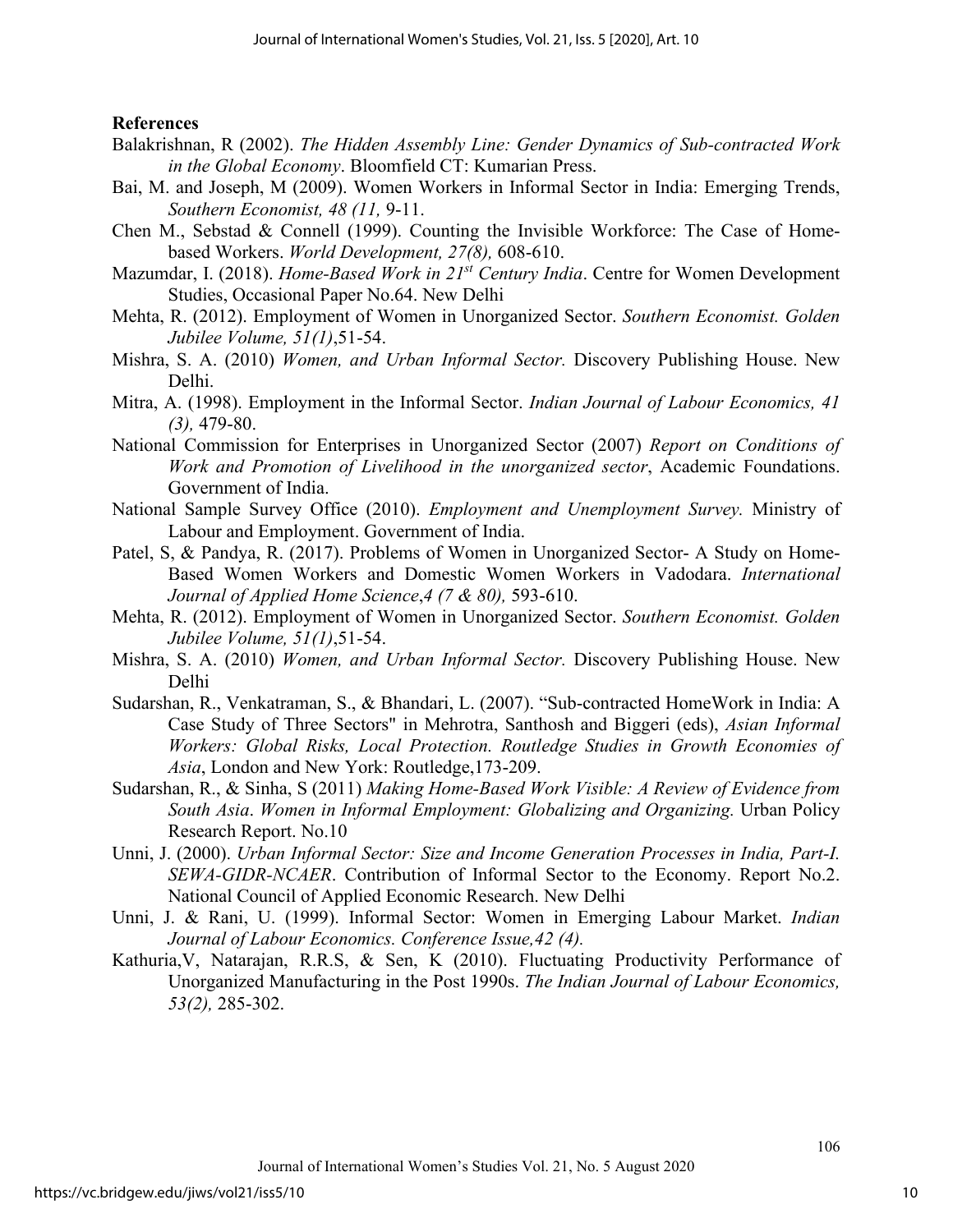**References**

Balakrishnan, R (2002). *The Hidden Assembly Line: Gender Dynamics of Sub-contracted Work in the Global Economy*. Bloomfield CT: Kumarian Press.

Bai, M. and Joseph, M (2009). Women Workers in Informal Sector in India: Emerging Trends, *Southern Economist, 48 (11,* 9-11.

Chen M., Sebstad & Connell (1999). Counting the Invisible Workforce: The Case of Home-based Workers. *World Development, 27(8),* 608-610.

Mazumdar, I. (2018). *Home-Based Work in 21st Century India*. Centre for Women Development Studies, Occasional Paper No.64. New Delhi

Mehta, R. (2012). Employment of Women in Unorganized Sector. *Southern Economist. Golden Jubilee Volume, 51(1)*,51-54.

Mishra, S. A. (2010) *Women, and Urban Informal Sector.* Discovery Publishing House. New Delhi.

Mitra, A. (1998). Employment in the Informal Sector. *Indian Journal of Labour Economics, 41 (3),* 479-80.

National Commission for Enterprises in Unorganized Sector (2007) *Report on Conditions of Work and Promotion of Livelihood in the unorganized sector*, Academic Foundations. Government of India.

National Sample Survey Office (2010). *Employment and Unemployment Survey.* Ministry of Labour and Employment. Government of India.

Patel, S, & Pandya, R. (2017). Problems of Women in Unorganized Sector- A Study on Home-Based Women Workers and Domestic Women Workers in Vadodara. *International Journal of Applied Home Science*,*4 (7 & 80),* 593-610.

Mehta, R. (2012). Employment of Women in Unorganized Sector. *Southern Economist. Golden Jubilee Volume, 51(1)*,51-54.

Mishra, S. A. (2010) *Women, and Urban Informal Sector.* Discovery Publishing House. New Delhi

Sudarshan, R., Venkatraman, S., & Bhandari, L. (2007). "Sub-contracted HomeWork in India: A Case Study of Three Sectors" in Mehrotra, Santhosh and Biggeri (eds), *Asian Informal Workers: Global Risks, Local Protection. Routledge Studies in Growth Economies of Asia*, London and New York: Routledge,173-209.

Sudarshan, R., & Sinha, S (2011) *Making Home-Based Work Visible: A Review of Evidence from South Asia*. *Women in Informal Employment: Globalizing and Organizing.* Urban Policy Research Report. No.10

Unni, J. (2000). *Urban Informal Sector: Size and Income Generation Processes in India, Part-I. SEWA-GIDR-NCAER*. Contribution of Informal Sector to the Economy. Report No.2. National Council of Applied Economic Research. New Delhi

Unni, J. & Rani, U. (1999). Informal Sector: Women in Emerging Labour Market. *Indian Journal of Labour Economics. Conference Issue,42 (4).*

Kathuria,V, Natarajan, R.R.S, & Sen, K (2010). Fluctuating Productivity Performance of Unorganized Manufacturing in the Post 1990s. *The Indian Journal of Labour Economics, 53(2),* 285-302.